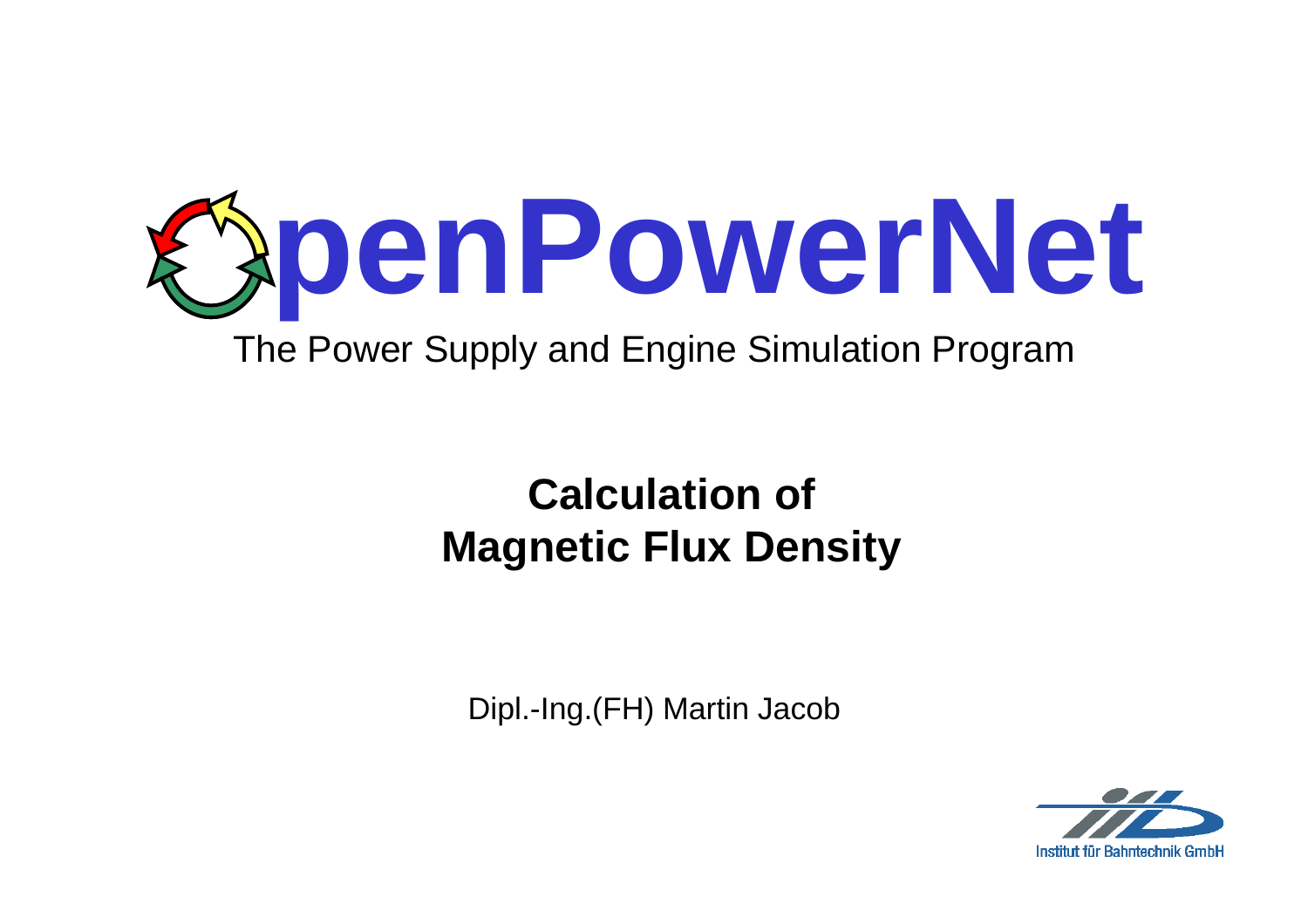# OpenPowerNet

The Power Supply and Engine Simulation Program

## Calculation of Magnetic Flux Density

Dipl.-Ing.(FH) Martin Jacob

Institut für Bahntechnik GmbH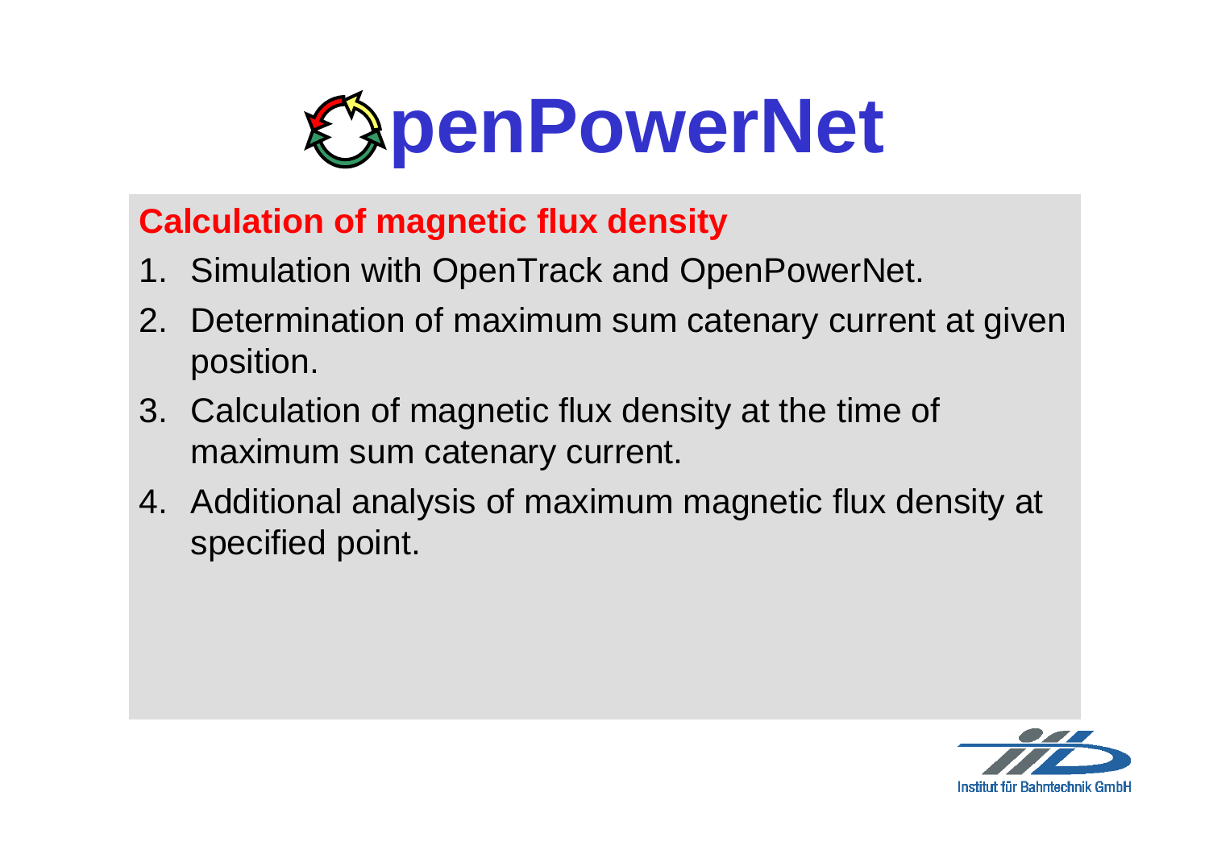# OpenPowerNet

## Calculation of magnetic flux density

1. Simulation with OpenTrack and OpenPowerNet.
2. Determination of maximum sum catenary current at given position.
3. Calculation of magnetic flux density at the time of maximum sum catenary current.
4. Additional analysis of maximum magnetic flux density at specified point.

Institut für Bahntechnik GmbH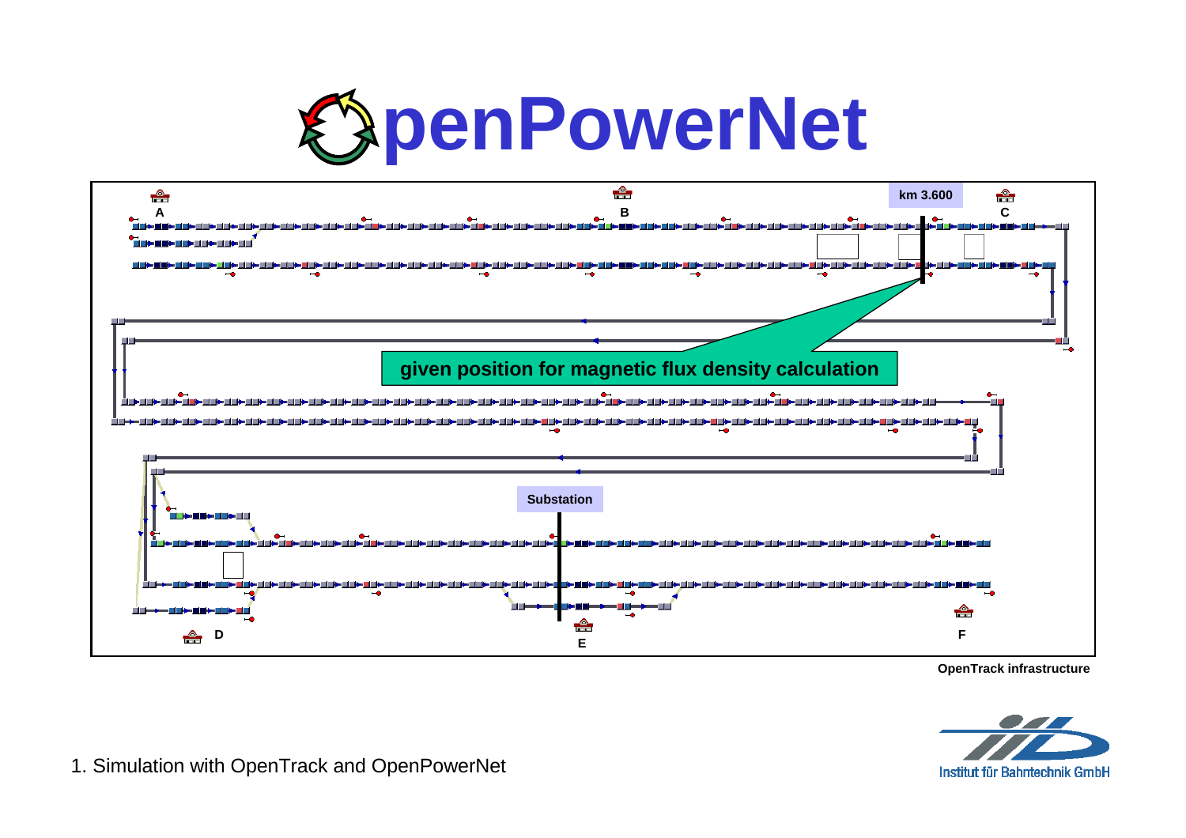# OpenPowerNet

km 3.600

A

B

C

given position for magnetic flux density calculation

Substation

D

E

F

OpenTrack infrastructure

1. Simulation with OpenTrack and OpenPowerNet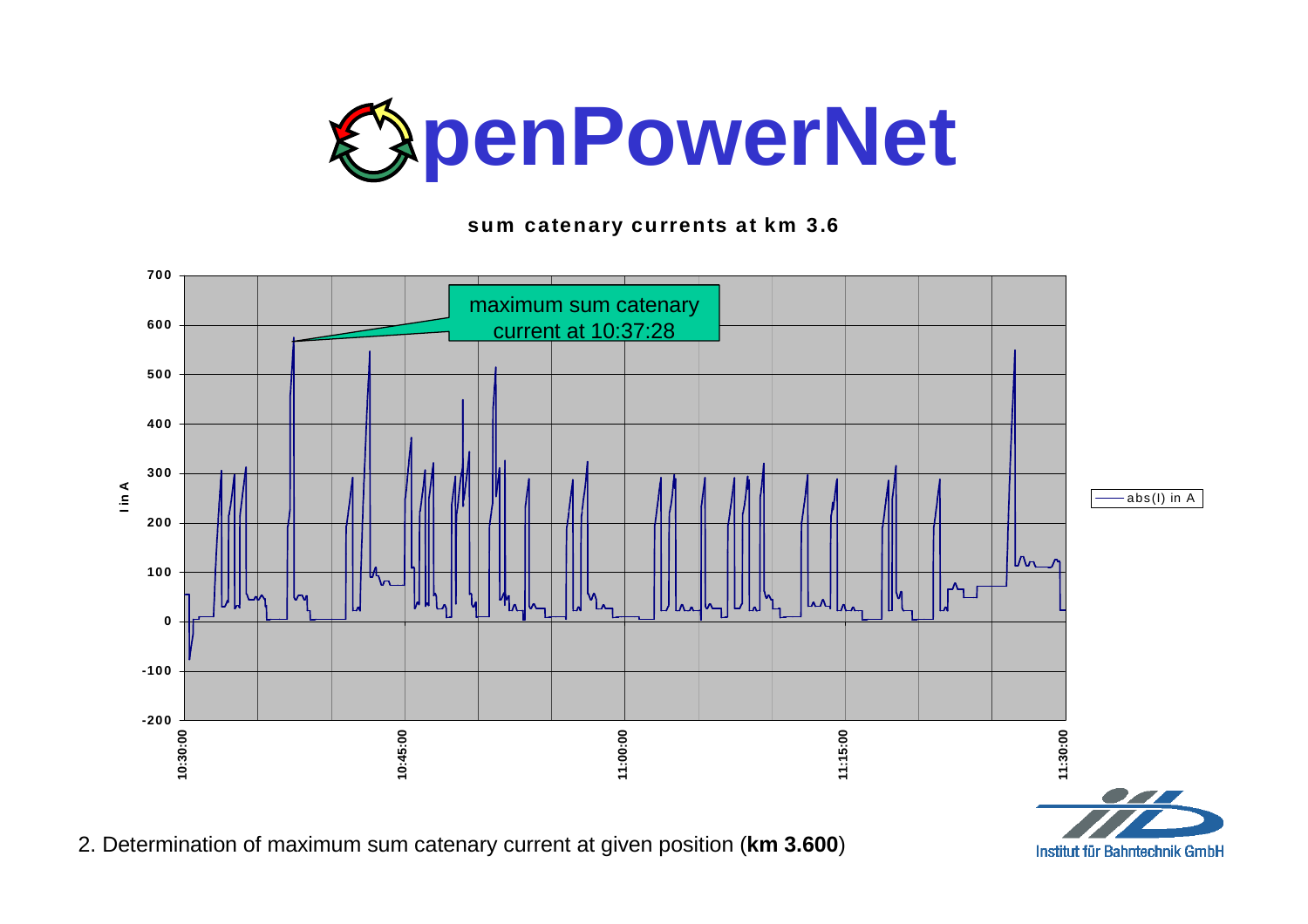# OpenPowerNet

**sum catenary currents at km 3.6**

maximum sum catenary current at 10:37:28

I in A

abs(I) in A

2. Determination of maximum sum catenary current at given position (**km 3.600**)

Institut für Bahntechnik GmbH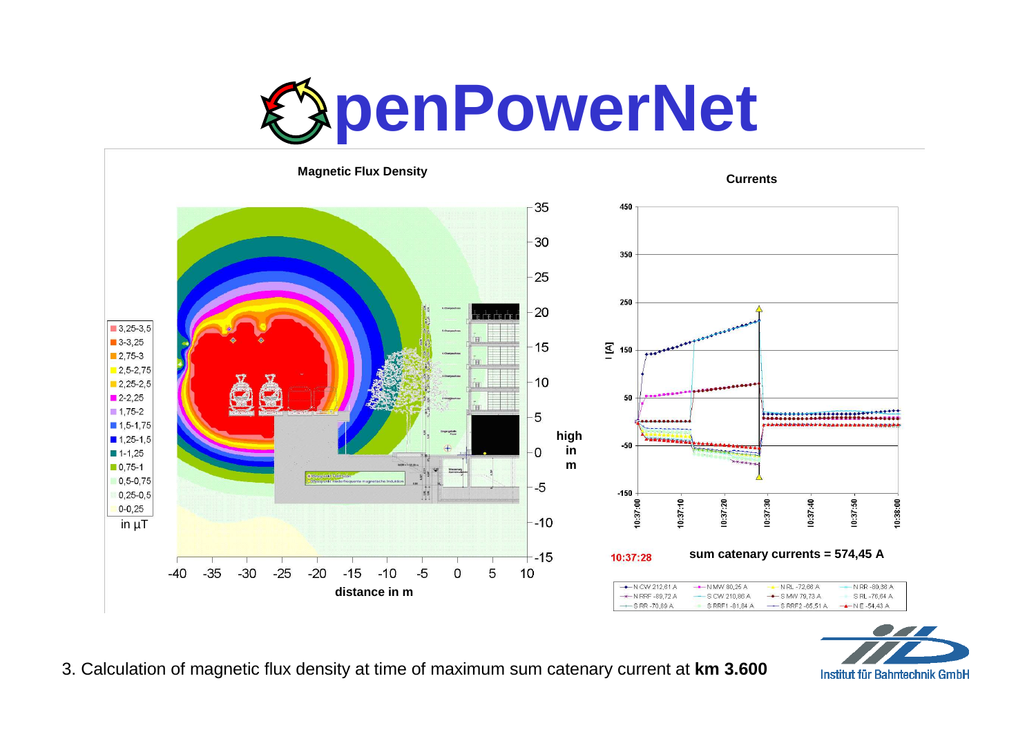# OpenPowerNet

**Magnetic Flux Density**

| Legend (in µT) |
|---|
| 3,25-3,5 |
| 3-3,25 |
| 2,75-3 |
| 2,5-2,75 |
| 2,25-2,5 |
| 2-2,25 |
| 1,75-2 |
| 1,5-1,75 |
| 1,25-1,5 |
| 1-1,25 |
| 0,75-1 |
| 0,5-0,75 |
| 0,25-0,5 |
| 0-0,25 |

distance in m

high in m

**Currents**

10:37:28

**sum catenary currents = 574,45 A**

| | | | |
|---|---|---|---|
| N CW 212,61 A | N MW 80,25 A | N RL -72,66 A | N RR -80,36 A |
| N RRF -89,72 A | S CW 210,86 A | S MW 79,73 A | S RL -76,64 A |
| S RR -70,89 A | S RRF1 -81,84 A | S RRF2 -65,51 A | N E -54,43 A |

3. Calculation of magnetic flux density at time of maximum sum catenary current at **km 3.600**

Institut für Bahntechnik GmbH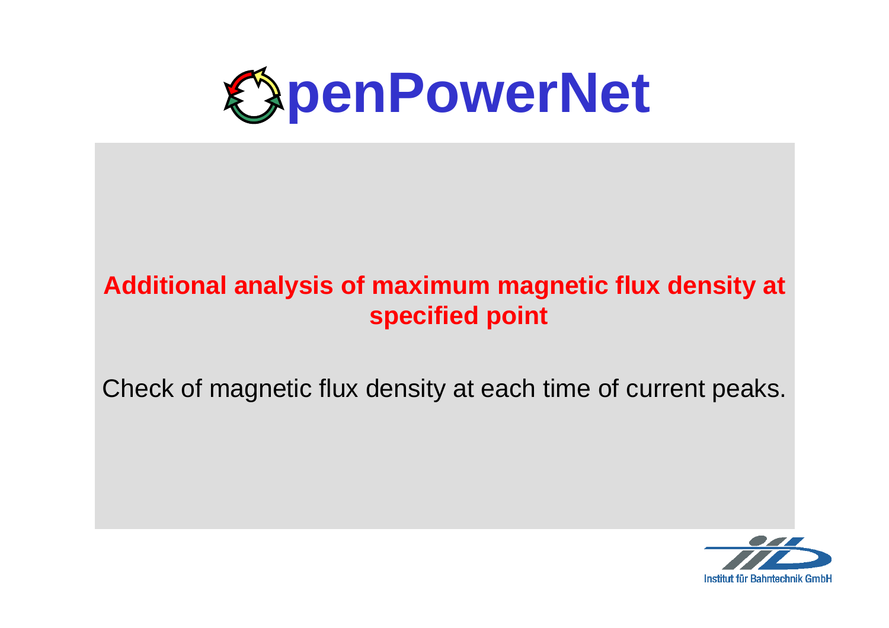# OpenPowerNet

## Additional analysis of maximum magnetic flux density at specified point

Check of magnetic flux density at each time of current peaks.

Institut für Bahntechnik GmbH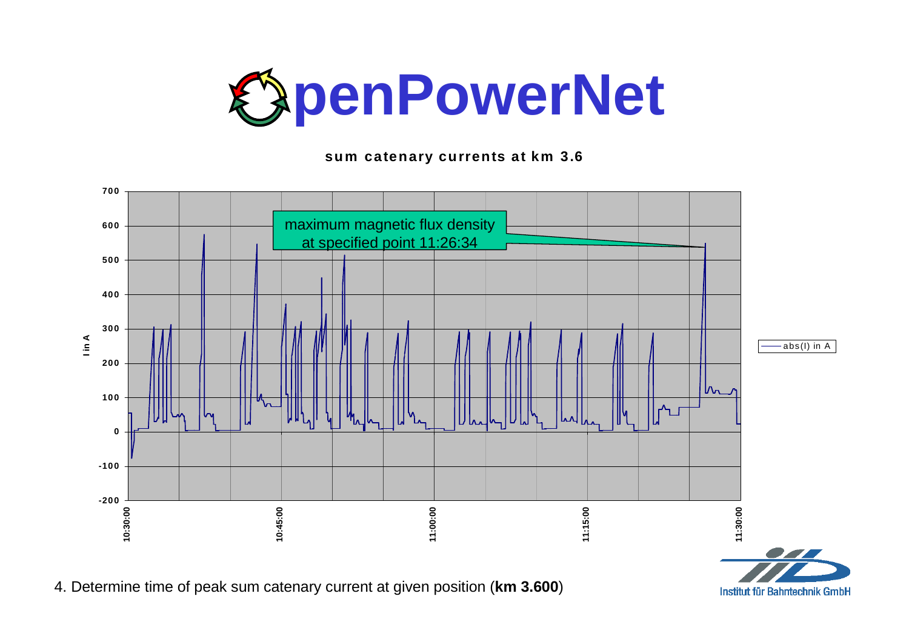# OpenPowerNet

**sum catenary currents at km 3.6**

maximum magnetic flux density at specified point 11:26:34

I in A

abs(I) in A

4. Determine time of peak sum catenary current at given position (**km 3.600**)

Institut für Bahntechnik GmbH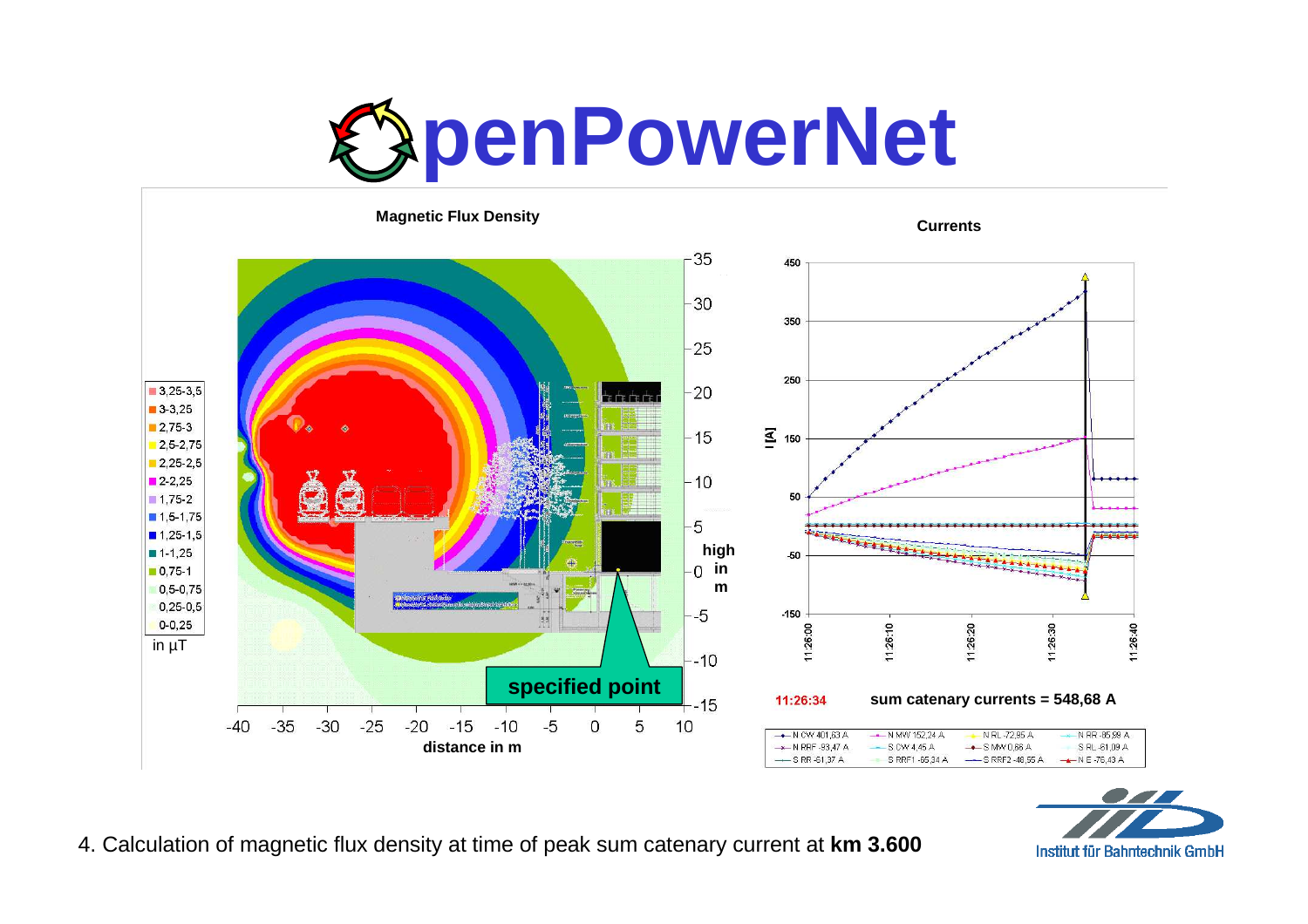# OpenPowerNet

**Magnetic Flux Density**

| Legend |
| --- |
| 3,25-3,5 |
| 3-3,25 |
| 2,75-3 |
| 2,5-2,75 |
| 2,25-2,5 |
| 2-2,25 |
| 1,75-2 |
| 1,5-1,75 |
| 1,25-1,5 |
| 1-1,25 |
| 0,75-1 |
| 0,5-0,75 |
| 0,25-0,5 |
| 0-0,25 |

in µT

high in m

distance in m

specified point

**Currents**

I [A]

11:26:34 **sum catenary currents = 548,68 A**

| | | | |
| --- | --- | --- | --- |
| N CW 401,63 A | N MW 152,24 A | N RL -72,95 A | N RR -85,99 A |
| N RRF -93,47 A | S CW 4,45 A | S MW 0,66 A | S RL -61,09 A |
| S RR -61,37 A | S RRF1 -65,34 A | S RRF2 -48,55 A | N E -76,43 A |

4. Calculation of magnetic flux density at time of peak sum catenary current at **km 3.600**

Institut für Bahntechnik GmbH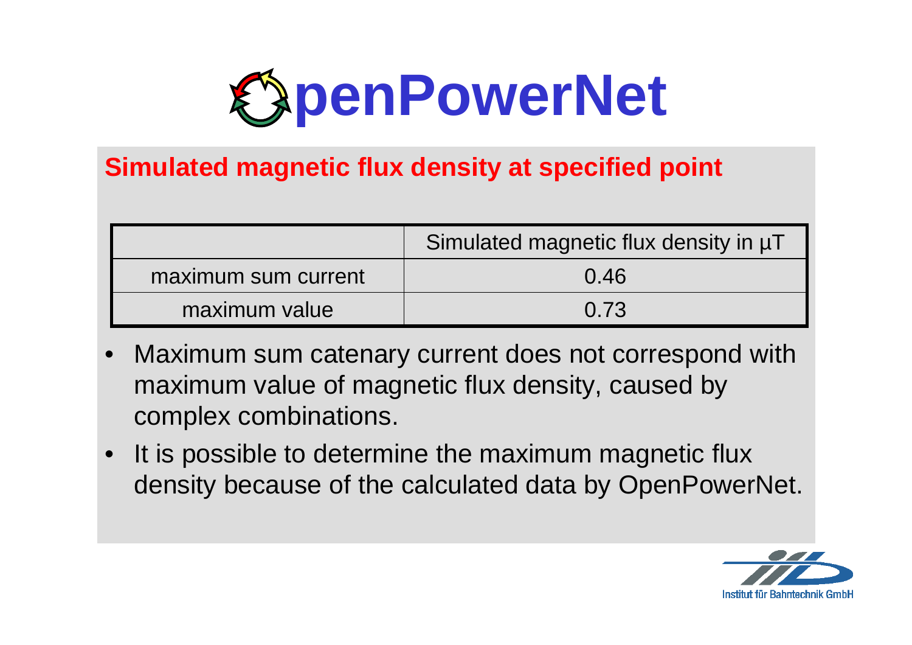# OpenPowerNet

## Simulated magnetic flux density at specified point

| | Simulated magnetic flux density in µT |
|---|---|
| maximum sum current | 0.46 |
| maximum value | 0.73 |

- Maximum sum catenary current does not correspond with maximum value of magnetic flux density, caused by complex combinations.
- It is possible to determine the maximum magnetic flux density because of the calculated data by OpenPowerNet.

Institut für Bahntechnik GmbH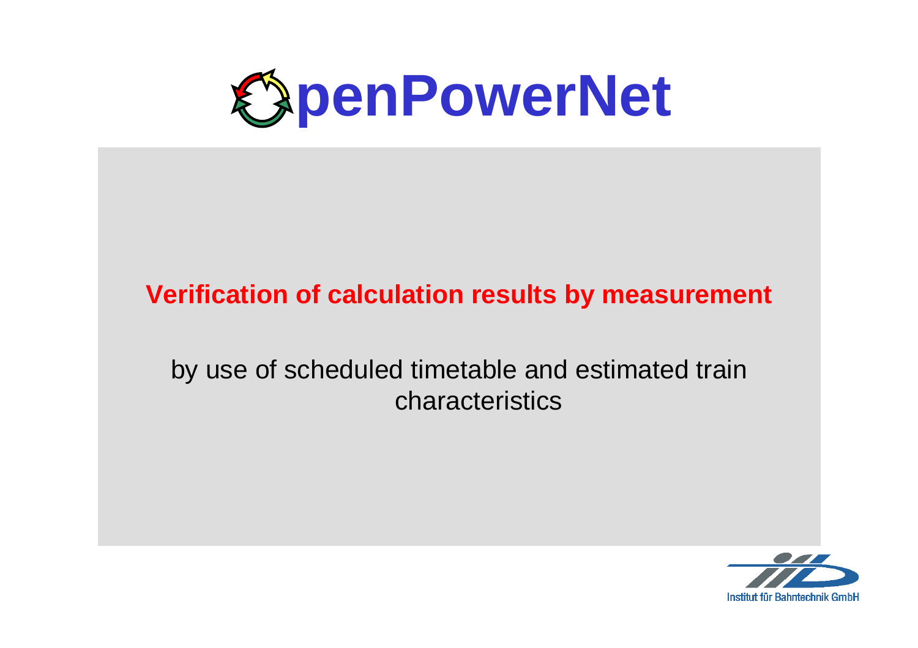# OpenPowerNet

**Verification of calculation results by measurement**

by use of scheduled timetable and estimated train characteristics

Institut für Bahntechnik GmbH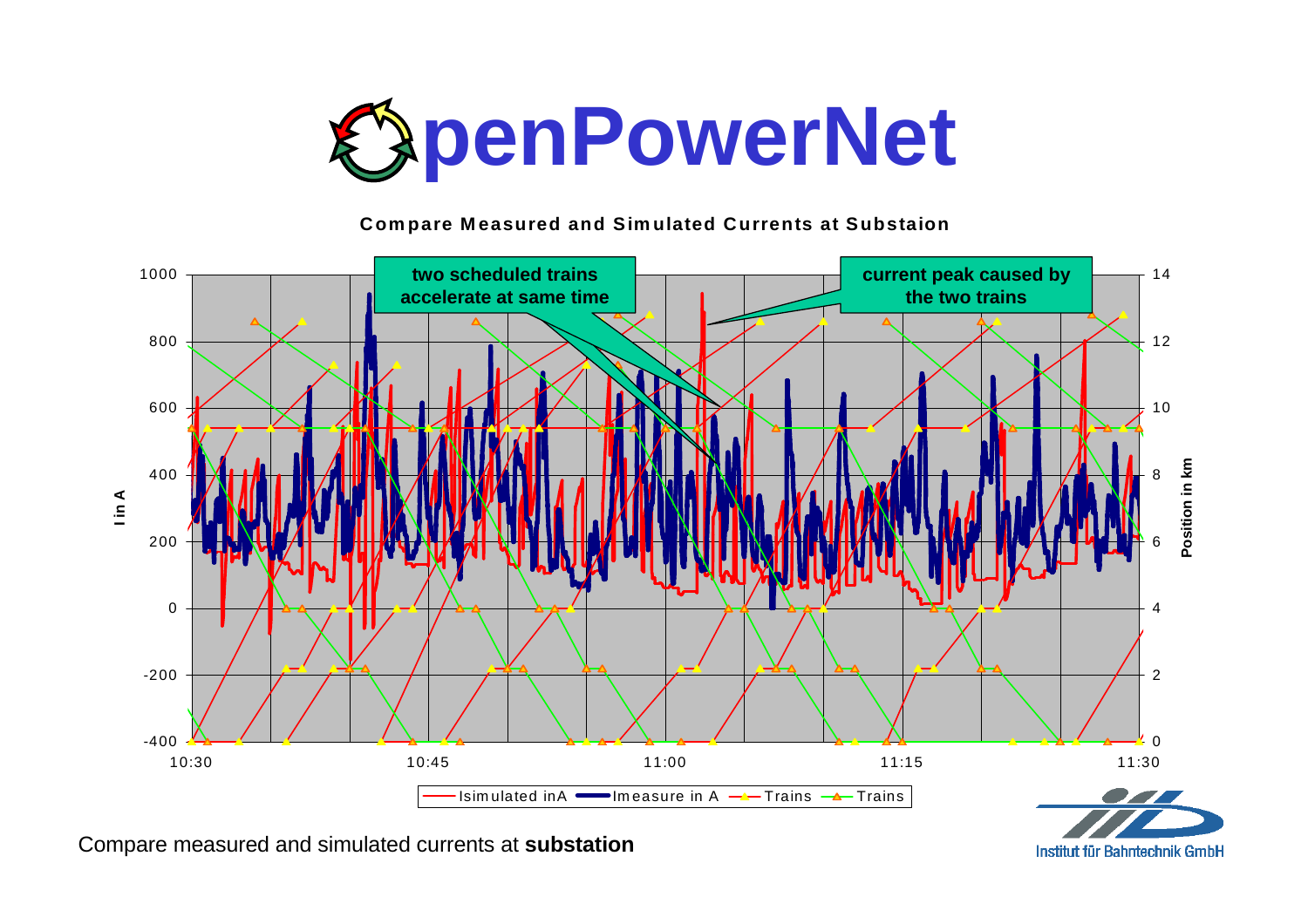# OpenPowerNet

**Compare Measured and Simulated Currents at Substaion**

two scheduled trains accelerate at same time

current peak caused by the two trains

Compare measured and simulated currents at **substation**

Institut für Bahntechnik GmbH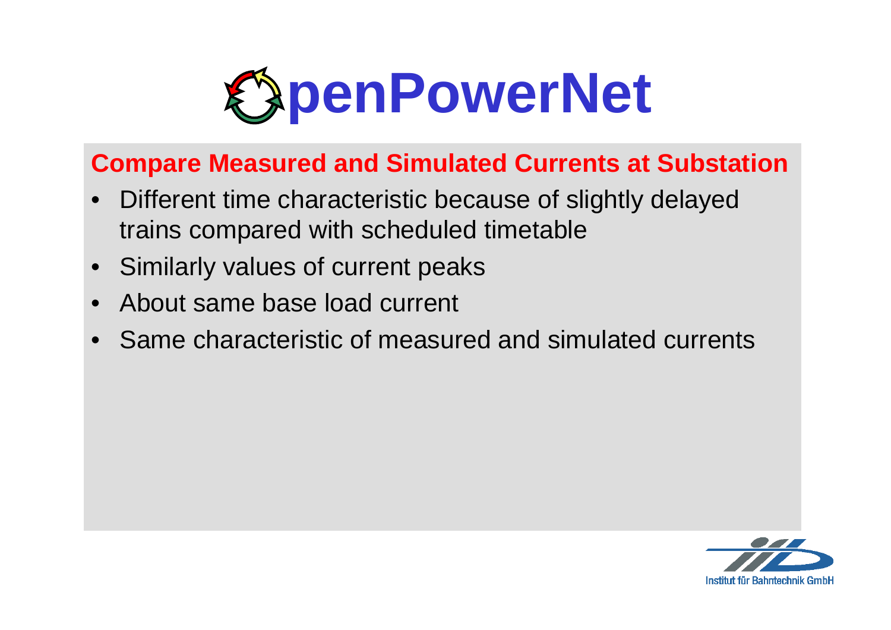# OpenPowerNet

## Compare Measured and Simulated Currents at Substation

- Different time characteristic because of slightly delayed trains compared with scheduled timetable
- Similarly values of current peaks
- About same base load current
- Same characteristic of measured and simulated currents

Institut für Bahntechnik GmbH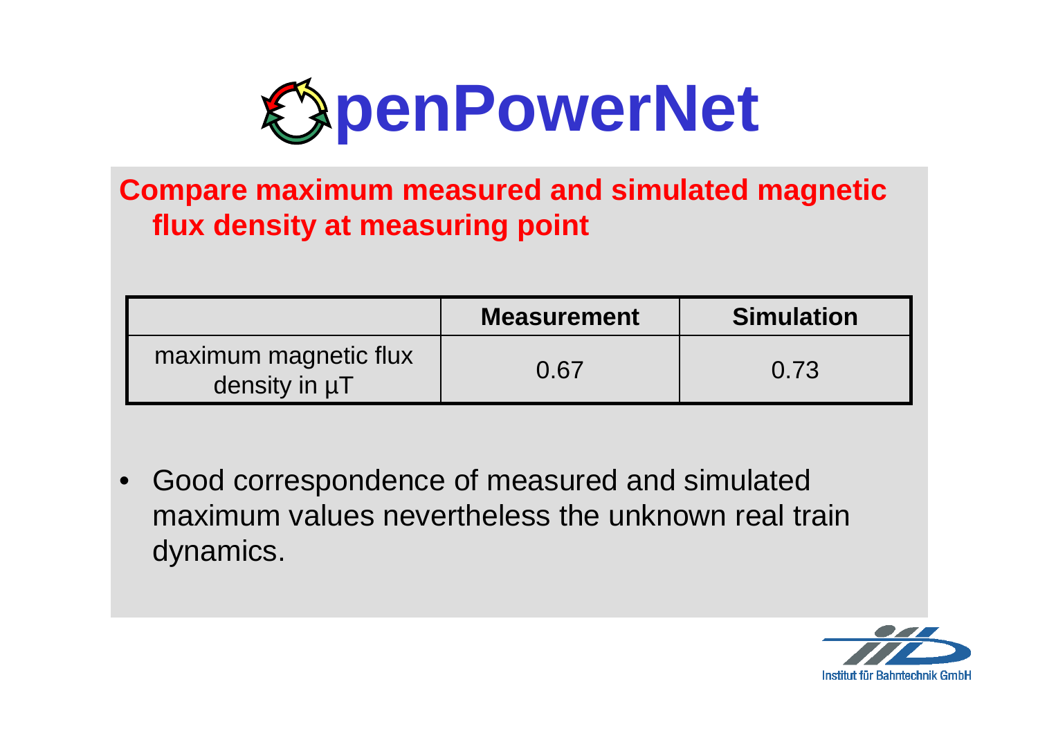# OpenPowerNet

## Compare maximum measured and simulated magnetic flux density at measuring point

| | Measurement | Simulation |
|---|---|---|
| maximum magnetic flux density in µT | 0.67 | 0.73 |

- Good correspondence of measured and simulated maximum values nevertheless the unknown real train dynamics.

Institut für Bahntechnik GmbH